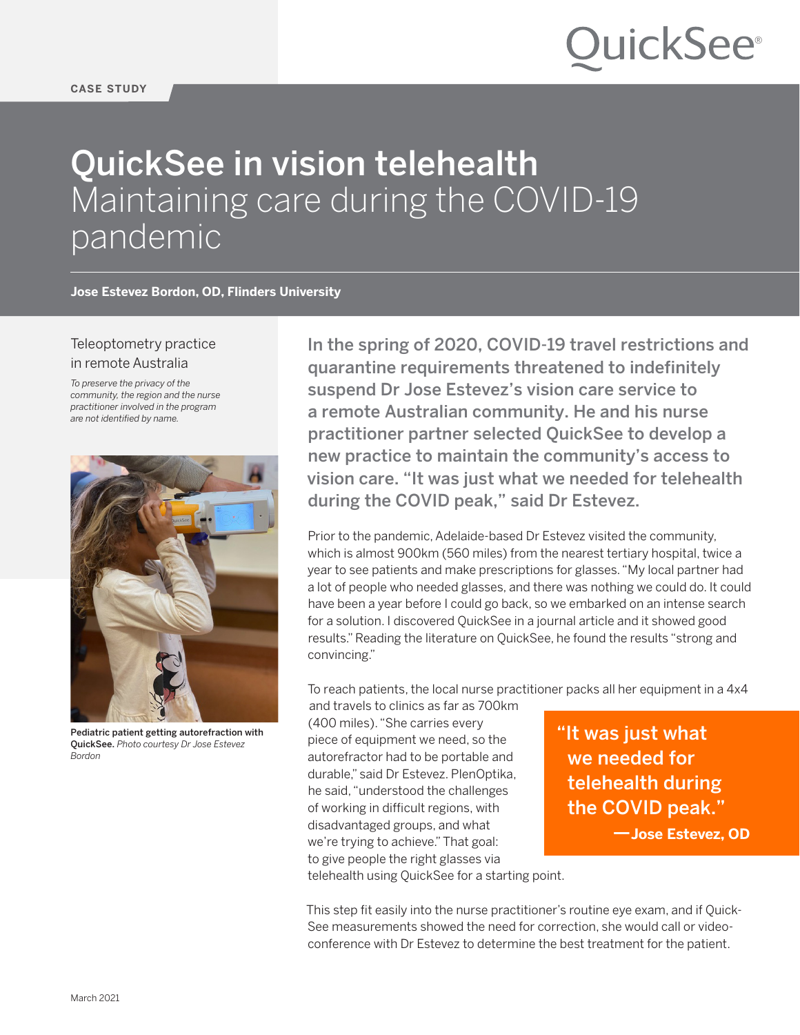QuickSee®

CASE STUDY

# QuickSee in vision telehealth
## Maintaining care during the COVID-19 pandemic

**Jose Estevez Bordon, OD, Flinders University**

### Teleoptometry practice in remote Australia

*To preserve the privacy of the community, the region and the nurse practitioner involved in the program are not identified by name.*

**Pediatric patient getting autorefraction with QuickSee.** *Photo courtesy Dr Jose Estevez Bordon*

**In the spring of 2020, COVID-19 travel restrictions and quarantine requirements threatened to indefinitely suspend Dr Jose Estevez's vision care service to a remote Australian community. He and his nurse practitioner partner selected QuickSee to develop a new practice to maintain the community's access to vision care. "It was just what we needed for telehealth during the COVID peak," said Dr Estevez.**

Prior to the pandemic, Adelaide-based Dr Estevez visited the community, which is almost 900km (560 miles) from the nearest tertiary hospital, twice a year to see patients and make prescriptions for glasses. "My local partner had a lot of people who needed glasses, and there was nothing we could do. It could have been a year before I could go back, so we embarked on an intense search for a solution. I discovered QuickSee in a journal article and it showed good results." Reading the literature on QuickSee, he found the results "strong and convincing."

To reach patients, the local nurse practitioner packs all her equipment in a 4x4 and travels to clinics as far as 700km (400 miles). "She carries every piece of equipment we need, so the autorefractor had to be portable and durable," said Dr Estevez. PlenOptika, he said, "understood the challenges of working in difficult regions, with disadvantaged groups, and what we're trying to achieve." That goal: to give people the right glasses via telehealth using QuickSee for a starting point.

> **"It was just what we needed for telehealth during the COVID peak."**
> **—Jose Estevez, OD**

This step fit easily into the nurse practitioner's routine eye exam, and if QuickSee measurements showed the need for correction, she would call or videoconference with Dr Estevez to determine the best treatment for the patient.

March 2021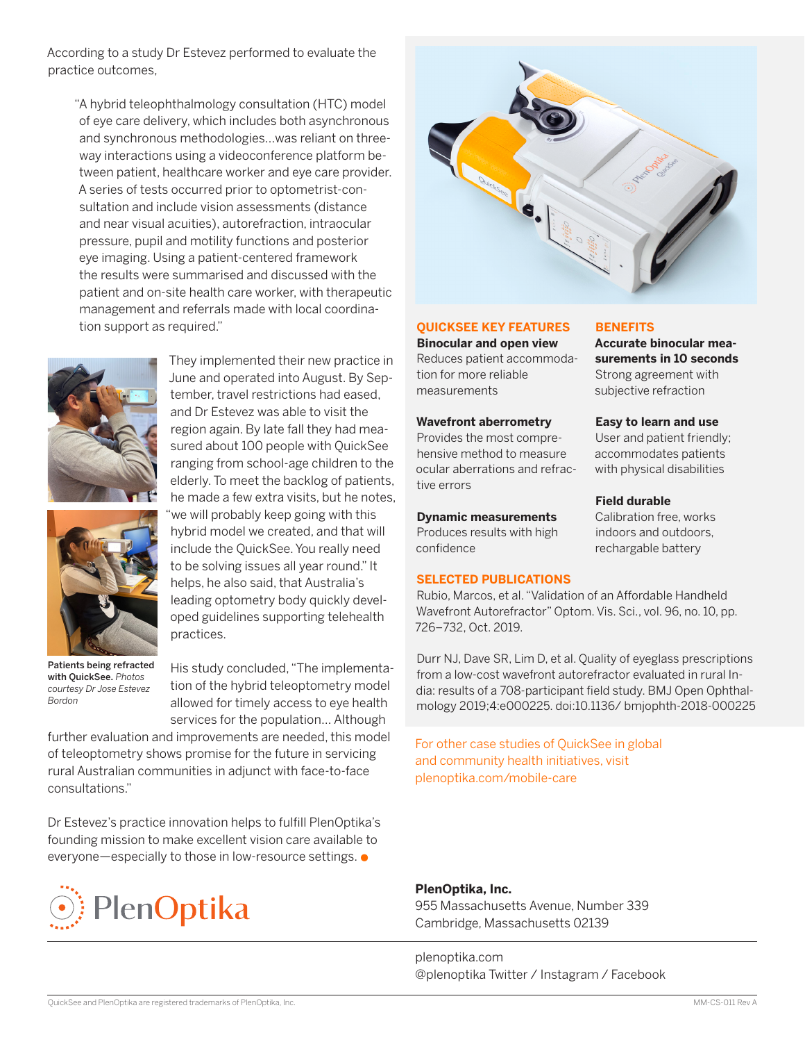According to a study Dr Estevez performed to evaluate the practice outcomes,

> "A hybrid teleophthalmology consultation (HTC) model of eye care delivery, which includes both asynchronous and synchronous methodologies...was reliant on three-way interactions using a videoconference platform between patient, healthcare worker and eye care provider. A series of tests occurred prior to optometrist-consultation and include vision assessments (distance and near visual acuities), autorefraction, intraocular pressure, pupil and motility functions and posterior eye imaging. Using a patient-centered framework the results were summarised and discussed with the patient and on-site health care worker, with therapeutic management and referrals made with local coordination support as required."

They implemented their new practice in June and operated into August. By September, travel restrictions had eased, and Dr Estevez was able to visit the region again. By late fall they had measured about 100 people with QuickSee ranging from school-age children to the elderly. To meet the backlog of patients, he made a few extra visits, but he notes, "we will probably keep going with this hybrid model we created, and that will include the QuickSee. You really need to be solving issues all year round." It helps, he also said, that Australia's leading optometry body quickly developed guidelines supporting telehealth practices.

**Patients being refracted with QuickSee.** *Photos courtesy Dr Jose Estevez Bordon*

His study concluded, "The implementation of the hybrid teleoptometry model allowed for timely access to eye health services for the population... Although further evaluation and improvements are needed, this model of teleoptometry shows promise for the future in servicing rural Australian communities in adjunct with face-to-face consultations."

Dr Estevez's practice innovation helps to fulfill PlenOptika's founding mission to make excellent vision care available to everyone—especially to those in low-resource settings. ●

PlenOptika

## QUICKSEE KEY FEATURES

**Binocular and open view**
Reduces patient accommodation for more reliable measurements

**Wavefront aberrometry**
Provides the most comprehensive method to measure ocular aberrations and refractive errors

**Dynamic measurements**
Produces results with high confidence

## BENEFITS

**Accurate binocular measurements in 10 seconds**
Strong agreement with subjective refraction

**Easy to learn and use**
User and patient friendly; accommodates patients with physical disabilities

**Field durable**
Calibration free, works indoors and outdoors, rechargable battery

## SELECTED PUBLICATIONS

Rubio, Marcos, et al. "Validation of an Affordable Handheld Wavefront Autorefractor" Optom. Vis. Sci., vol. 96, no. 10, pp. 726–732, Oct. 2019.

Durr NJ, Dave SR, Lim D, et al. Quality of eyeglass prescriptions from a low-cost wavefront autorefractor evaluated in rural India: results of a 708-participant field study. BMJ Open Ophthalmology 2019;4:e000225. doi:10.1136/ bmjophth-2018-000225

For other case studies of QuickSee in global and community health initiatives, visit plenoptika.com/mobile-care

**PlenOptika, Inc.**
955 Massachusetts Avenue, Number 339
Cambridge, Massachusetts 02139

plenoptika.com
@plenoptika Twitter / Instagram / Facebook

QuickSee and PlenOptika are registered trademarks of PlenOptika, Inc.

MM-CS-011 Rev A